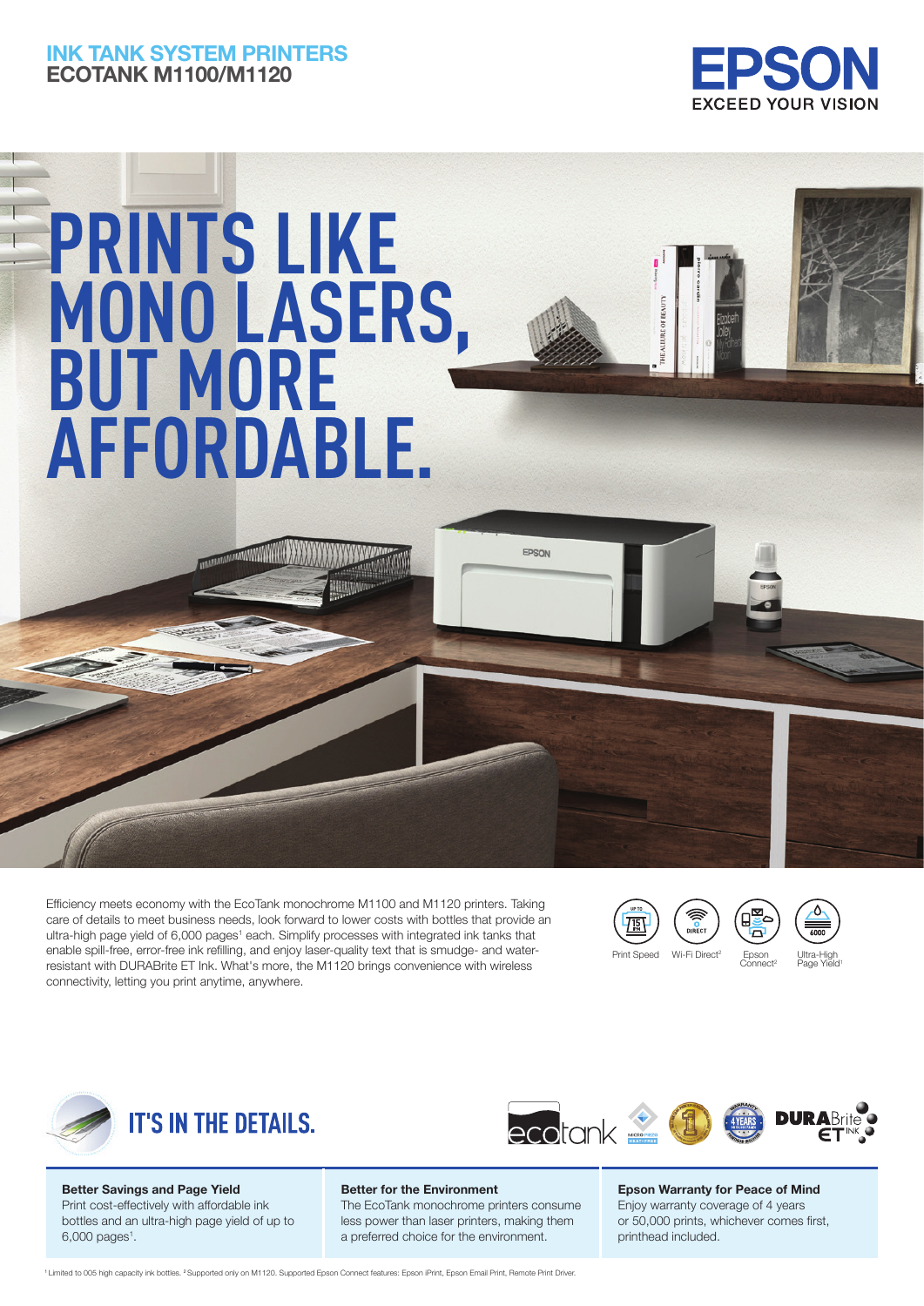# INK TANK SYSTEM PRINTERS
## ECOTANK M1100/M1120

EPSON
EXCEED YOUR VISION

# PRINTS LIKE MONO LASERS, BUT MORE AFFORDABLE.

Efficiency meets economy with the EcoTank monochrome M1100 and M1120 printers. Taking care of details to meet business needs, look forward to lower costs with bottles that provide an ultra-high page yield of 6,000 pages[1] each. Simplify processes with integrated ink tanks that enable spill-free, error-free ink refilling, and enjoy laser-quality text that is smudge- and water-resistant with DURABrite ET Ink. What's more, the M1120 brings convenience with wireless connectivity, letting you print anytime, anywhere.

Print Speed | Wi-Fi Direct[2] | Epson Connect[2] | Ultra-High Page Yield[1]

## IT'S IN THE DETAILS.

**Better Savings and Page Yield**
Print cost-effectively with affordable ink bottles and an ultra-high page yield of up to 6,000 pages[1].

**Better for the Environment**
The EcoTank monochrome printers consume less power than laser printers, making them a preferred choice for the environment.

**Epson Warranty for Peace of Mind**
Enjoy warranty coverage of 4 years or 50,000 prints, whichever comes first, printhead included.

[1] Limited to 005 high capacity ink bottles. [2] Supported only on M1120. Supported Epson Connect features: Epson iPrint, Epson Email Print, Remote Print Driver.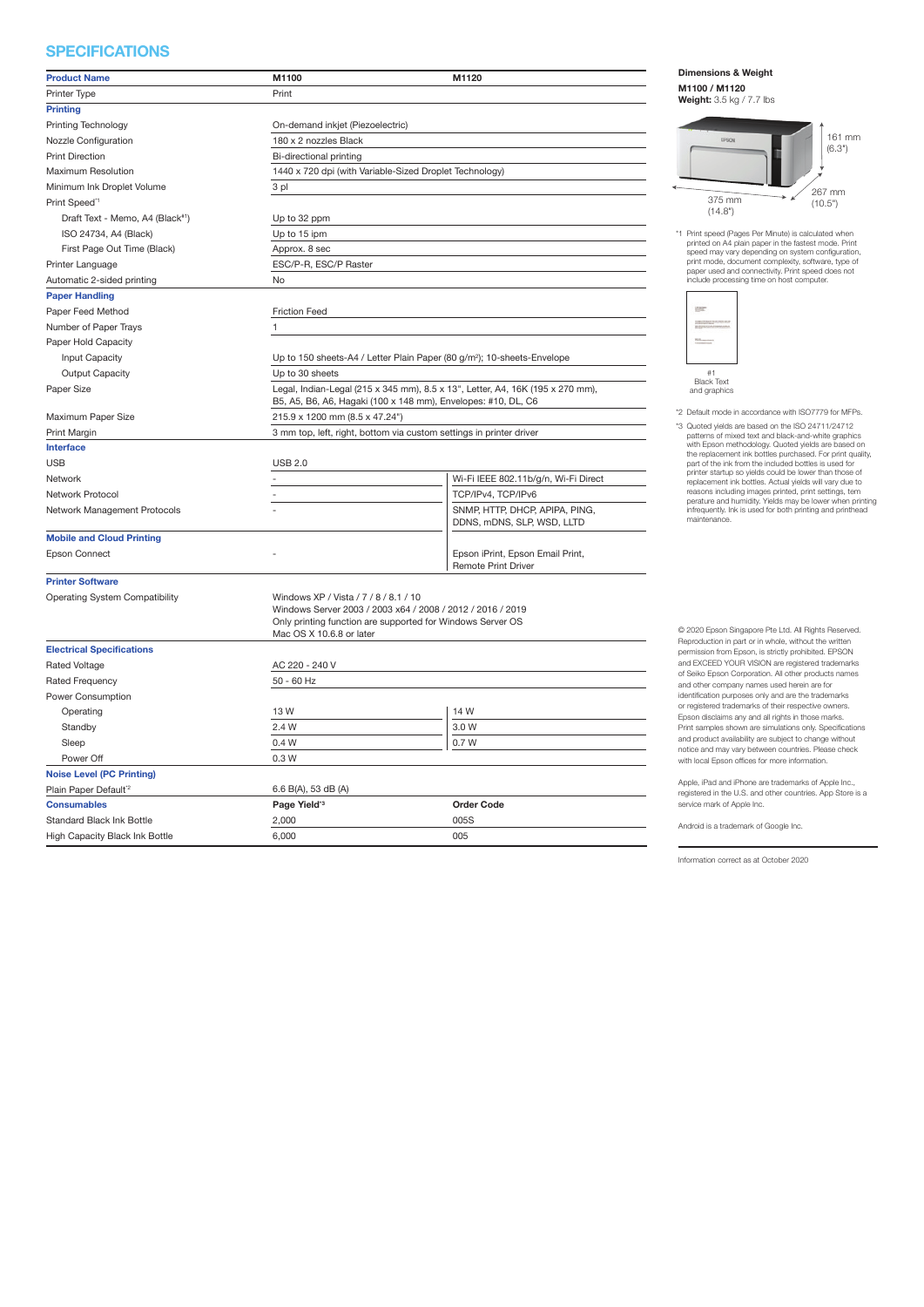## SPECIFICATIONS

| Product Name | M1100 | M1120 |
|---|---|---|
| Printer Type | Print | |
| **Printing** | | |
| Printing Technology | On-demand inkjet (Piezoelectric) | |
| Nozzle Configuration | 180 x 2 nozzles Black | |
| Print Direction | Bi-directional printing | |
| Maximum Resolution | 1440 x 720 dpi (with Variable-Sized Droplet Technology) | |
| Minimum Ink Droplet Volume | 3 pl | |
| Print Speed*1 | | |
| Draft Text - Memo, A4 (Black#1) | Up to 32 ppm | |
| ISO 24734, A4 (Black) | Up to 15 ipm | |
| First Page Out Time (Black) | Approx. 8 sec | |
| Printer Language | ESC/P-R, ESC/P Raster | |
| Automatic 2-sided printing | No | |
| **Paper Handling** | | |
| Paper Feed Method | Friction Feed | |
| Number of Paper Trays | 1 | |
| Paper Hold Capacity | | |
| Input Capacity | Up to 150 sheets-A4 / Letter Plain Paper (80 g/m²); 10-sheets-Envelope | |
| Output Capacity | Up to 30 sheets | |
| Paper Size | Legal, Indian-Legal (215 x 345 mm), 8.5 x 13", Letter, A4, 16K (195 x 270 mm), B5, A5, B6, A6, Hagaki (100 x 148 mm), Envelopes: #10, DL, C6 | |
| Maximum Paper Size | 215.9 x 1200 mm (8.5 x 47.24") | |
| Print Margin | 3 mm top, left, right, bottom via custom settings in printer driver | |
| **Interface** | | |
| USB | USB 2.0 | |
| Network | - | Wi-Fi IEEE 802.11b/g/n, Wi-Fi Direct |
| Network Protocol | - | TCP/IPv4, TCP/IPv6 |
| Network Management Protocols | - | SNMP, HTTP, DHCP, APIPA, PING, DDNS, mDNS, SLP, WSD, LLTD |
| **Mobile and Cloud Printing** | | |
| Epson Connect | - | Epson iPrint, Epson Email Print, Remote Print Driver |
| **Printer Software** | | |
| Operating System Compatibility | Windows XP / Vista / 7 / 8 / 8.1 / 10<br>Windows Server 2003 / 2003 x64 / 2008 / 2012 / 2016 / 2019<br>Only printing function are supported for Windows Server OS<br>Mac OS X 10.6.8 or later | |
| **Electrical Specifications** | | |
| Rated Voltage | AC 220 - 240 V | |
| Rated Frequency | 50 - 60 Hz | |
| Power Consumption | | |
| Operating | 13 W | 14 W |
| Standby | 2.4 W | 3.0 W |
| Sleep | 0.4 W | 0.7 W |
| Power Off | 0.3 W | |
| **Noise Level (PC Printing)** | | |
| Plain Paper Default*2 | 6.6 B(A), 53 dB (A) | |
| **Consumables** | **Page Yield*3** | **Order Code** |
| Standard Black Ink Bottle | 2,000 | 005S |
| High Capacity Black Ink Bottle | 6,000 | 005 |

### Dimensions & Weight

**M1100 / M1120**

**Weight:** 3.5 kg / 7.7 lbs

161 mm (6.3")

267 mm (10.5")

375 mm (14.8")

*1 Print speed (Pages Per Minute) is calculated when printed on A4 plain paper in the fastest mode. Print speed may vary depending on system configuration, print mode, document complexity, software, type of paper used and connectivity. Print speed does not include processing time on host computer.

#1 Black Text and graphics

*2 Default mode in accordance with ISO7779 for MFPs.

*3 Quoted yields are based on the ISO 24711/24712 patterns of mixed text and black-and-white graphics with Epson methodology. Quoted yields are based on the replacement ink bottles purchased. For print quality, part of the ink from the included bottles is used for printer startup so yields could be lower than those of replacement ink bottles. Actual yields will vary due to reasons including images printed, print settings, temperature and humidity. Yields may be lower when printing infrequently. Ink is used for both printing and printhead maintenance.

© 2020 Epson Singapore Pte Ltd. All Rights Reserved. Reproduction in part or in whole, without the written permission from Epson, is strictly prohibited. EPSON and EXCEED YOUR VISION are registered trademarks of Seiko Epson Corporation. All other products names and other company names used herein are for identification purposes only and are the trademarks or registered trademarks of their respective owners. Epson disclaims any and all rights in those marks. Print samples shown are simulations only. Specifications and product availability are subject to change without notice and may vary between countries. Please check with local Epson offices for more information.

Apple, iPad and iPhone are trademarks of Apple Inc., registered in the U.S. and other countries. App Store is a service mark of Apple Inc.

Android is a trademark of Google Inc.

Information correct as at October 2020